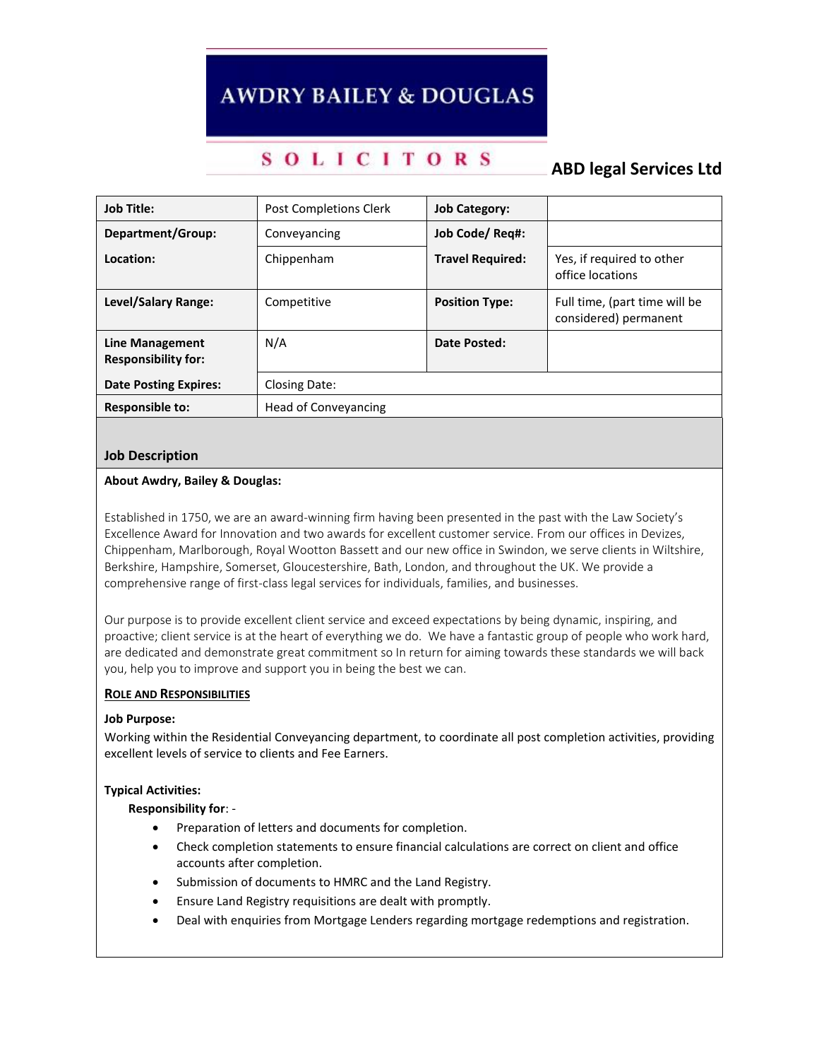# AWDRY BAILEY & DOUGLAS

SOLICITORS

**ABD legal Services Ltd**

| **Job Title:** | Post Completions Clerk | **Job Category:** | |
|---|---|---|---|
| **Department/Group:** | Conveyancing | **Job Code/ Req#:** | |
| **Location:** | Chippenham | **Travel Required:** | Yes, if required to other office locations |
| **Level/Salary Range:** | Competitive | **Position Type:** | Full time, (part time will be considered) permanent |
| **Line Management Responsibility for:** | N/A | **Date Posted:** | |
| **Date Posting Expires:** | Closing Date: | | |
| **Responsible to:** | Head of Conveyancing | | |

## Job Description

**About Awdry, Bailey & Douglas:**

Established in 1750, we are an award-winning firm having been presented in the past with the Law Society's Excellence Award for Innovation and two awards for excellent customer service. From our offices in Devizes, Chippenham, Marlborough, Royal Wootton Bassett and our new office in Swindon, we serve clients in Wiltshire, Berkshire, Hampshire, Somerset, Gloucestershire, Bath, London, and throughout the UK. We provide a comprehensive range of first-class legal services for individuals, families, and businesses.

Our purpose is to provide excellent client service and exceed expectations by being dynamic, inspiring, and proactive; client service is at the heart of everything we do. We have a fantastic group of people who work hard, are dedicated and demonstrate great commitment so In return for aiming towards these standards we will back you, help you to improve and support you in being the best we can.

**ROLE AND RESPONSIBILITIES**

**Job Purpose:**

Working within the Residential Conveyancing department, to coordinate all post completion activities, providing excellent levels of service to clients and Fee Earners.

**Typical Activities:**

**Responsibility for**: -

- Preparation of letters and documents for completion.
- Check completion statements to ensure financial calculations are correct on client and office accounts after completion.
- Submission of documents to HMRC and the Land Registry.
- Ensure Land Registry requisitions are dealt with promptly.
- Deal with enquiries from Mortgage Lenders regarding mortgage redemptions and registration.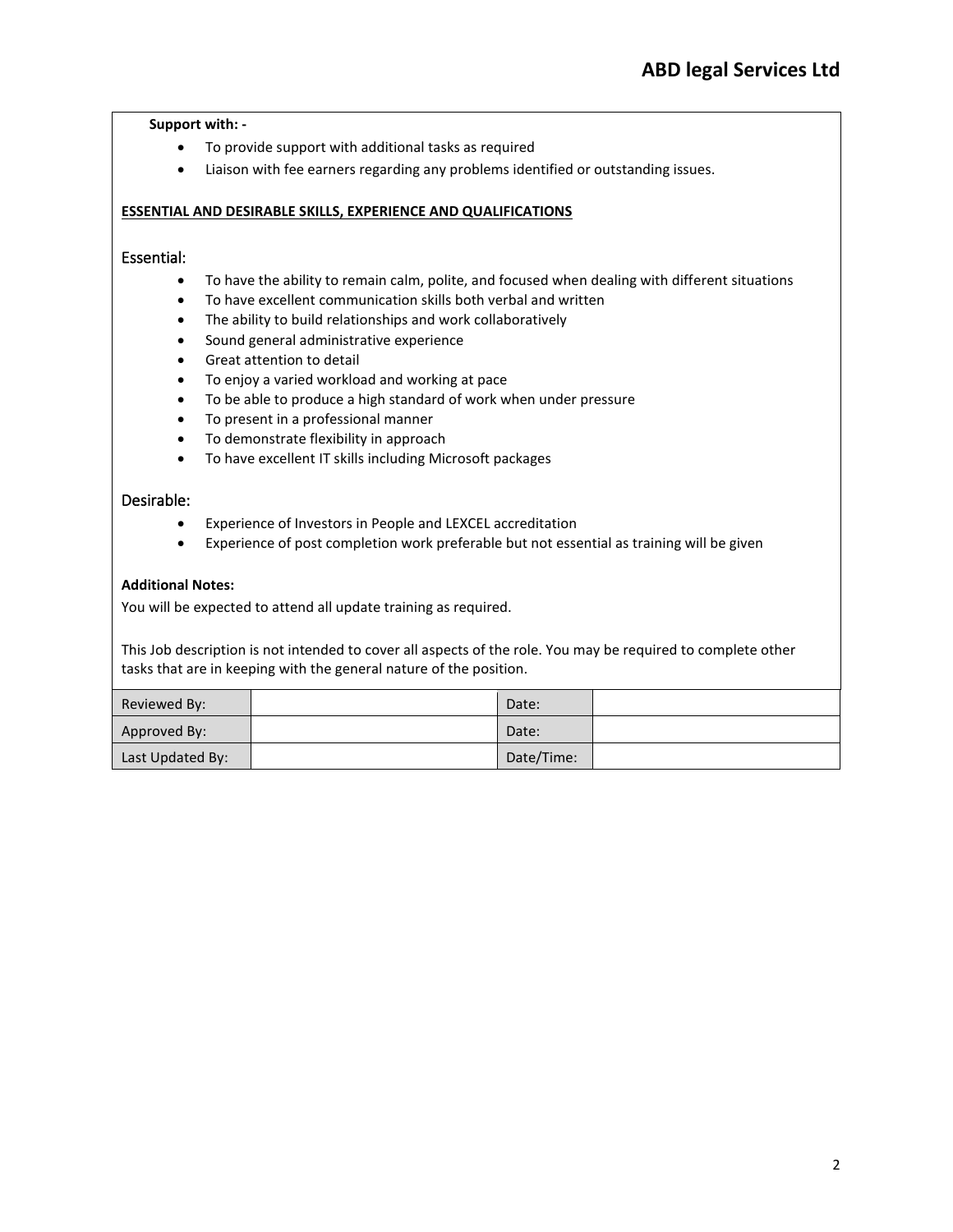**Support with: -**

- To provide support with additional tasks as required
- Liaison with fee earners regarding any problems identified or outstanding issues.

**ESSENTIAL AND DESIRABLE SKILLS, EXPERIENCE AND QUALIFICATIONS**

## Essential:

- To have the ability to remain calm, polite, and focused when dealing with different situations
- To have excellent communication skills both verbal and written
- The ability to build relationships and work collaboratively
- Sound general administrative experience
- Great attention to detail
- To enjoy a varied workload and working at pace
- To be able to produce a high standard of work when under pressure
- To present in a professional manner
- To demonstrate flexibility in approach
- To have excellent IT skills including Microsoft packages

## Desirable:

- Experience of Investors in People and LEXCEL accreditation
- Experience of post completion work preferable but not essential as training will be given

**Additional Notes:**

You will be expected to attend all update training as required.

This Job description is not intended to cover all aspects of the role. You may be required to complete other tasks that are in keeping with the general nature of the position.

| | | | |
|---|---|---|---|
| Reviewed By: | | Date: | |
| Approved By: | | Date: | |
| Last Updated By: | | Date/Time: | |